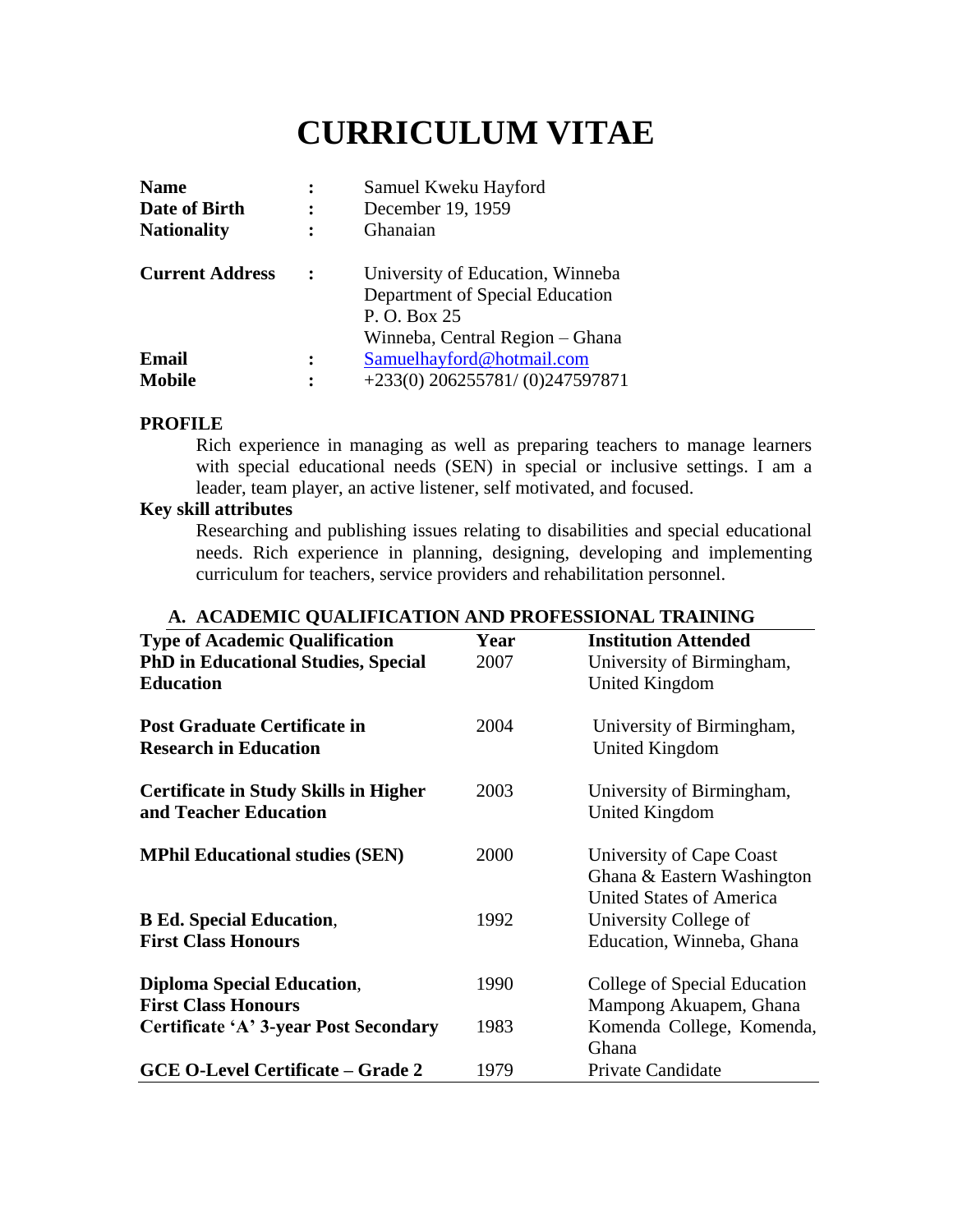# CURRICULUM VITAE

| | | |
|---|---|---|
| **Name** | : | Samuel Kweku Hayford |
| **Date of Birth** | : | December 19, 1959 |
| **Nationality** | : | Ghanaian |
| **Current Address** | : | University of Education, Winneba<br>Department of Special Education<br>P. O. Box 25<br>Winneba, Central Region – Ghana |
| **Email** | : | Samuelhayford@hotmail.com |
| **Mobile** | : | +233(0) 206255781/ (0)247597871 |

**PROFILE**

Rich experience in managing as well as preparing teachers to manage learners with special educational needs (SEN) in special or inclusive settings. I am a leader, team player, an active listener, self motivated, and focused.

**Key skill attributes**

Researching and publishing issues relating to disabilities and special educational needs. Rich experience in planning, designing, developing and implementing curriculum for teachers, service providers and rehabilitation personnel.

## A. ACADEMIC QUALIFICATION AND PROFESSIONAL TRAINING

| Type of Academic Qualification | Year | Institution Attended |
|---|---|---|
| **PhD in Educational Studies, Special Education** | 2007 | University of Birmingham, United Kingdom |
| **Post Graduate Certificate in Research in Education** | 2004 | University of Birmingham, United Kingdom |
| **Certificate in Study Skills in Higher and Teacher Education** | 2003 | University of Birmingham, United Kingdom |
| **MPhil Educational studies (SEN)** | 2000 | University of Cape Coast Ghana & Eastern Washington United States of America |
| **B Ed. Special Education**, **First Class Honours** | 1992 | University College of Education, Winneba, Ghana |
| **Diploma Special Education**, **First Class Honours** | 1990 | College of Special Education Mampong Akuapem, Ghana |
| **Certificate 'A' 3-year Post Secondary** | 1983 | Komenda College, Komenda, Ghana |
| **GCE O-Level Certificate – Grade 2** | 1979 | Private Candidate |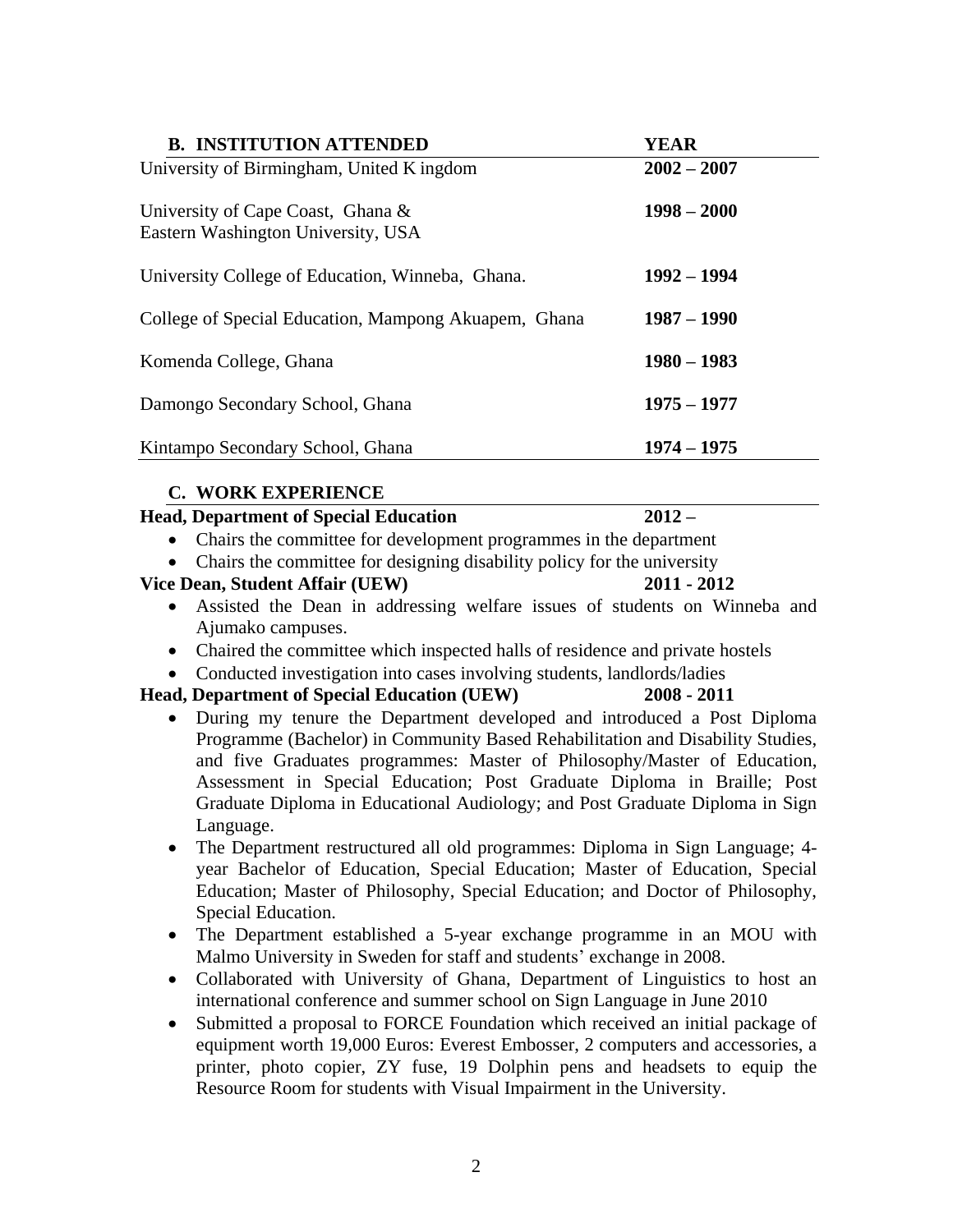## B. INSTITUTION ATTENDED

| B. INSTITUTION ATTENDED | YEAR |
|---|---|
| University of Birmingham, United K ingdom | **2002 – 2007** |
| University of Cape Coast, Ghana & Eastern Washington University, USA | **1998 – 2000** |
| University College of Education, Winneba, Ghana. | **1992 – 1994** |
| College of Special Education, Mampong Akuapem, Ghana | **1987 – 1990** |
| Komenda College, Ghana | **1980 – 1983** |
| Damongo Secondary School, Ghana | **1975 – 1977** |
| Kintampo Secondary School, Ghana | **1974 – 1975** |

## C. WORK EXPERIENCE

**Head, Department of Special Education** **2012 –**

- Chairs the committee for development programmes in the department
- Chairs the committee for designing disability policy for the university

**Vice Dean, Student Affair (UEW)** **2011 - 2012**

- Assisted the Dean in addressing welfare issues of students on Winneba and Ajumako campuses.
- Chaired the committee which inspected halls of residence and private hostels
- Conducted investigation into cases involving students, landlords/ladies

**Head, Department of Special Education (UEW)** **2008 - 2011**

- During my tenure the Department developed and introduced a Post Diploma Programme (Bachelor) in Community Based Rehabilitation and Disability Studies, and five Graduates programmes: Master of Philosophy/Master of Education, Assessment in Special Education; Post Graduate Diploma in Braille; Post Graduate Diploma in Educational Audiology; and Post Graduate Diploma in Sign Language.
- The Department restructured all old programmes: Diploma in Sign Language; 4-year Bachelor of Education, Special Education; Master of Education, Special Education; Master of Philosophy, Special Education; and Doctor of Philosophy, Special Education.
- The Department established a 5-year exchange programme in an MOU with Malmo University in Sweden for staff and students' exchange in 2008.
- Collaborated with University of Ghana, Department of Linguistics to host an international conference and summer school on Sign Language in June 2010
- Submitted a proposal to FORCE Foundation which received an initial package of equipment worth 19,000 Euros: Everest Embosser, 2 computers and accessories, a printer, photo copier, ZY fuse, 19 Dolphin pens and headsets to equip the Resource Room for students with Visual Impairment in the University.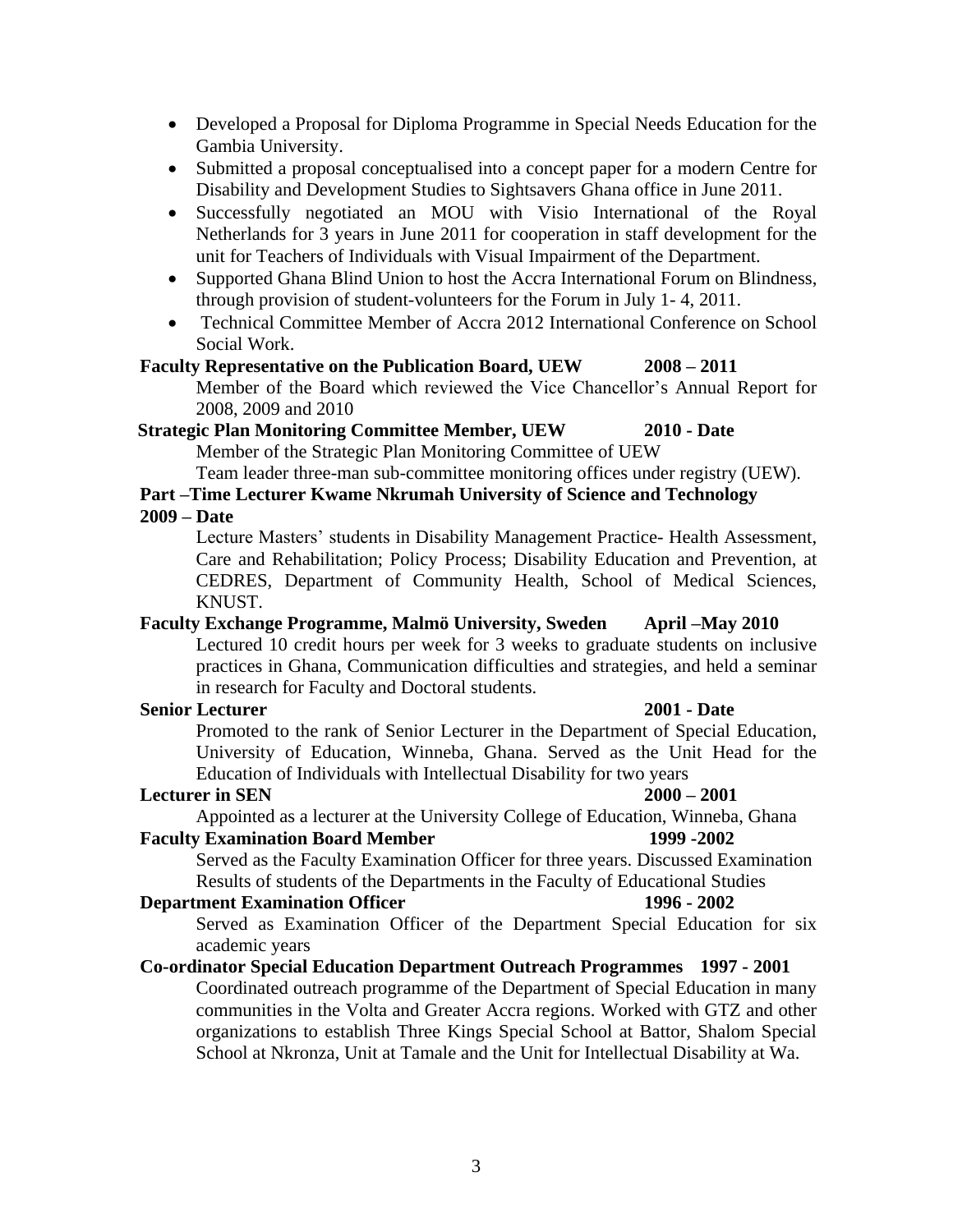- Developed a Proposal for Diploma Programme in Special Needs Education for the Gambia University.
- Submitted a proposal conceptualised into a concept paper for a modern Centre for Disability and Development Studies to Sightsavers Ghana office in June 2011.
- Successfully negotiated an MOU with Visio International of the Royal Netherlands for 3 years in June 2011 for cooperation in staff development for the unit for Teachers of Individuals with Visual Impairment of the Department.
- Supported Ghana Blind Union to host the Accra International Forum on Blindness, through provision of student-volunteers for the Forum in July 1- 4, 2011.
- Technical Committee Member of Accra 2012 International Conference on School Social Work.

**Faculty Representative on the Publication Board, UEW 2008 – 2011**

Member of the Board which reviewed the Vice Chancellor's Annual Report for 2008, 2009 and 2010

**Strategic Plan Monitoring Committee Member, UEW 2010 - Date**

Member of the Strategic Plan Monitoring Committee of UEW

Team leader three-man sub-committee monitoring offices under registry (UEW).

**Part –Time Lecturer Kwame Nkrumah University of Science and Technology 2009 – Date**

Lecture Masters' students in Disability Management Practice- Health Assessment, Care and Rehabilitation; Policy Process; Disability Education and Prevention, at CEDRES, Department of Community Health, School of Medical Sciences, KNUST.

**Faculty Exchange Programme, Malmö University, Sweden April –May 2010**

Lectured 10 credit hours per week for 3 weeks to graduate students on inclusive practices in Ghana, Communication difficulties and strategies, and held a seminar in research for Faculty and Doctoral students.

**Senior Lecturer 2001 - Date**

Promoted to the rank of Senior Lecturer in the Department of Special Education, University of Education, Winneba, Ghana. Served as the Unit Head for the Education of Individuals with Intellectual Disability for two years

**Lecturer in SEN 2000 – 2001**

Appointed as a lecturer at the University College of Education, Winneba, Ghana

**Faculty Examination Board Member 1999 -2002**

Served as the Faculty Examination Officer for three years. Discussed Examination Results of students of the Departments in the Faculty of Educational Studies

**Department Examination Officer 1996 - 2002**

Served as Examination Officer of the Department Special Education for six academic years

**Co-ordinator Special Education Department Outreach Programmes 1997 - 2001**

Coordinated outreach programme of the Department of Special Education in many communities in the Volta and Greater Accra regions. Worked with GTZ and other organizations to establish Three Kings Special School at Battor, Shalom Special School at Nkronza, Unit at Tamale and the Unit for Intellectual Disability at Wa.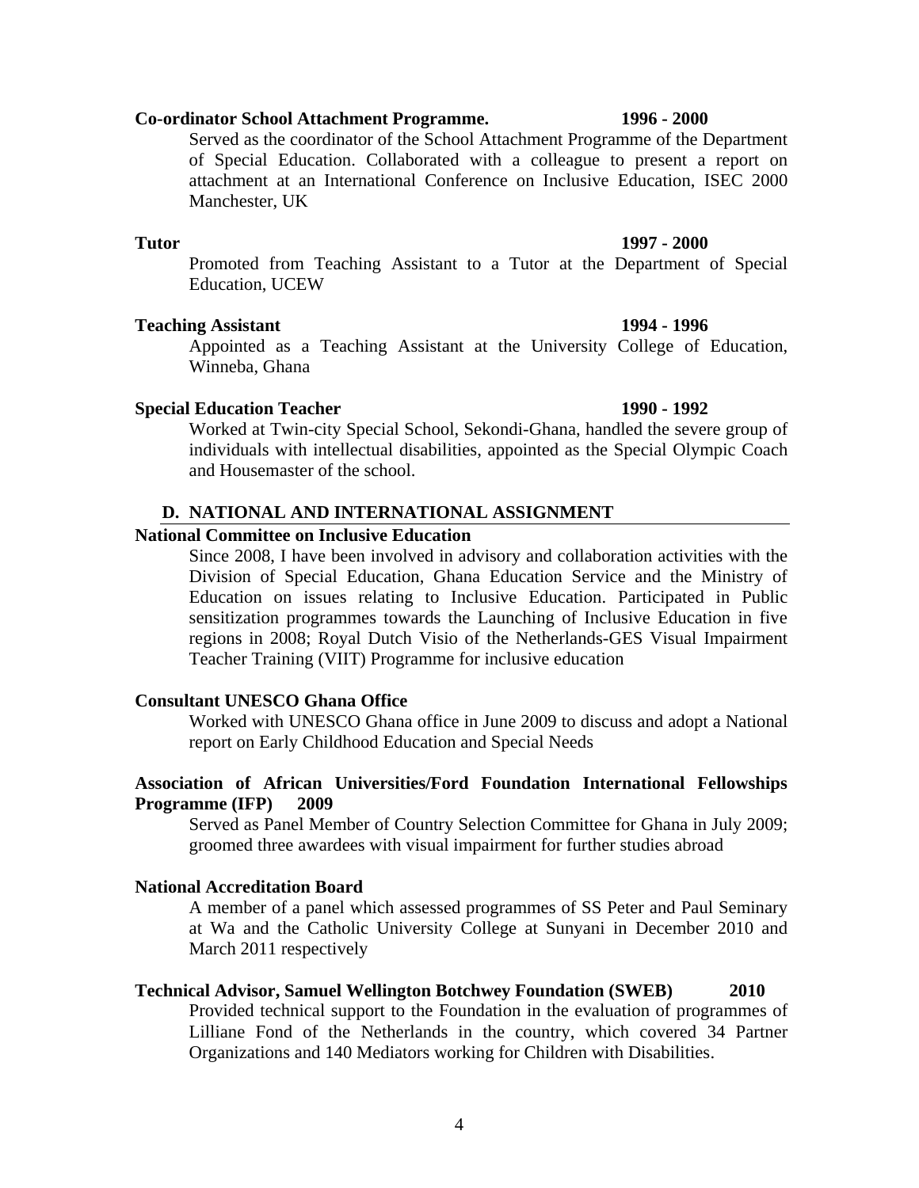**Co-ordinator School Attachment Programme. 1996 - 2000**

Served as the coordinator of the School Attachment Programme of the Department of Special Education. Collaborated with a colleague to present a report on attachment at an International Conference on Inclusive Education, ISEC 2000 Manchester, UK

**Tutor 1997 - 2000**

Promoted from Teaching Assistant to a Tutor at the Department of Special Education, UCEW

**Teaching Assistant 1994 - 1996**

Appointed as a Teaching Assistant at the University College of Education, Winneba, Ghana

**Special Education Teacher 1990 - 1992**

Worked at Twin-city Special School, Sekondi-Ghana, handled the severe group of individuals with intellectual disabilities, appointed as the Special Olympic Coach and Housemaster of the school.

## D. NATIONAL AND INTERNATIONAL ASSIGNMENT

**National Committee on Inclusive Education**

Since 2008, I have been involved in advisory and collaboration activities with the Division of Special Education, Ghana Education Service and the Ministry of Education on issues relating to Inclusive Education. Participated in Public sensitization programmes towards the Launching of Inclusive Education in five regions in 2008; Royal Dutch Visio of the Netherlands-GES Visual Impairment Teacher Training (VIIT) Programme for inclusive education

**Consultant UNESCO Ghana Office**

Worked with UNESCO Ghana office in June 2009 to discuss and adopt a National report on Early Childhood Education and Special Needs

**Association of African Universities/Ford Foundation International Fellowships Programme (IFP) 2009**

Served as Panel Member of Country Selection Committee for Ghana in July 2009; groomed three awardees with visual impairment for further studies abroad

**National Accreditation Board**

A member of a panel which assessed programmes of SS Peter and Paul Seminary at Wa and the Catholic University College at Sunyani in December 2010 and March 2011 respectively

**Technical Advisor, Samuel Wellington Botchwey Foundation (SWEB) 2010**

Provided technical support to the Foundation in the evaluation of programmes of Lilliane Fond of the Netherlands in the country, which covered 34 Partner Organizations and 140 Mediators working for Children with Disabilities.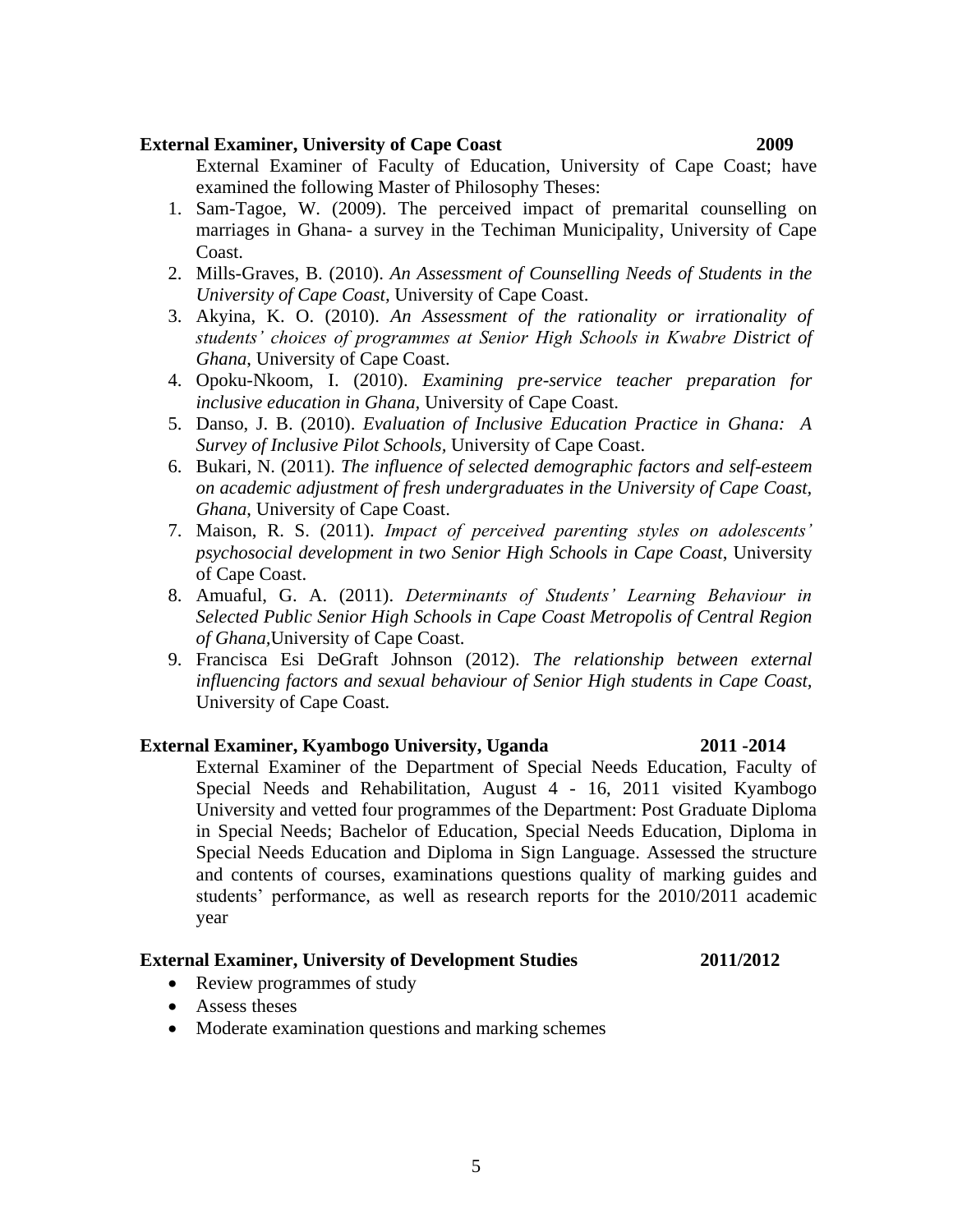**External Examiner, University of Cape Coast** **2009**

External Examiner of Faculty of Education, University of Cape Coast; have examined the following Master of Philosophy Theses:

1. Sam-Tagoe, W. (2009). The perceived impact of premarital counselling on marriages in Ghana- a survey in the Techiman Municipality, University of Cape Coast.
2. Mills-Graves, B. (2010). *An Assessment of Counselling Needs of Students in the University of Cape Coast,* University of Cape Coast.
3. Akyina, K. O. (2010). *An Assessment of the rationality or irrationality of students' choices of programmes at Senior High Schools in Kwabre District of Ghana*, University of Cape Coast.
4. Opoku-Nkoom, I. (2010). *Examining pre-service teacher preparation for inclusive education in Ghana,* University of Cape Coast.
5. Danso, J. B. (2010). *Evaluation of Inclusive Education Practice in Ghana: A Survey of Inclusive Pilot Schools,* University of Cape Coast.
6. Bukari, N. (2011). *The influence of selected demographic factors and self-esteem on academic adjustment of fresh undergraduates in the University of Cape Coast, Ghana*, University of Cape Coast.
7. Maison, R. S. (2011). *Impact of perceived parenting styles on adolescents' psychosocial development in two Senior High Schools in Cape Coast*, University of Cape Coast.
8. Amuaful, G. A. (2011). *Determinants of Students' Learning Behaviour in Selected Public Senior High Schools in Cape Coast Metropolis of Central Region of Ghana,*University of Cape Coast.
9. Francisca Esi DeGraft Johnson (2012). *The relationship between external influencing factors and sexual behaviour of Senior High students in Cape Coast*, University of Cape Coast.

**External Examiner, Kyambogo University, Uganda** **2011 -2014**

External Examiner of the Department of Special Needs Education, Faculty of Special Needs and Rehabilitation, August 4 - 16, 2011 visited Kyambogo University and vetted four programmes of the Department: Post Graduate Diploma in Special Needs; Bachelor of Education, Special Needs Education, Diploma in Special Needs Education and Diploma in Sign Language. Assessed the structure and contents of courses, examinations questions quality of marking guides and students' performance, as well as research reports for the 2010/2011 academic year

**External Examiner, University of Development Studies** **2011/2012**

- Review programmes of study
- Assess theses
- Moderate examination questions and marking schemes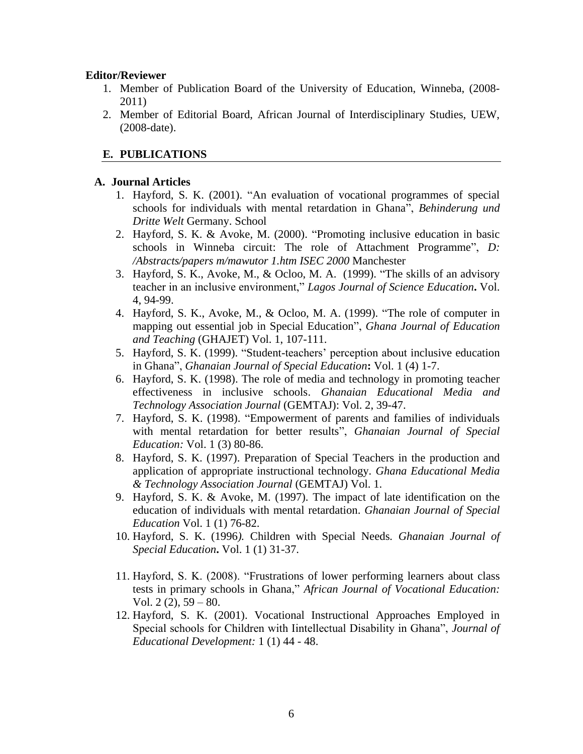**Editor/Reviewer**

1. Member of Publication Board of the University of Education, Winneba, (2008-2011)
2. Member of Editorial Board, African Journal of Interdisciplinary Studies, UEW, (2008-date).

## E. PUBLICATIONS

### A. Journal Articles

1. Hayford, S. K. (2001). "An evaluation of vocational programmes of special schools for individuals with mental retardation in Ghana", *Behinderung und Dritte Welt* Germany. School
2. Hayford, S. K. & Avoke, M. (2000). "Promoting inclusive education in basic schools in Winneba circuit: The role of Attachment Programme", *D: /Abstracts/papers m/mawutor 1.htm ISEC 2000* Manchester
3. Hayford, S. K., Avoke, M., & Ocloo, M. A. (1999). "The skills of an advisory teacher in an inclusive environment," *Lagos Journal of Science Education***.** Vol. 4, 94-99.
4. Hayford, S. K., Avoke, M., & Ocloo, M. A. (1999). "The role of computer in mapping out essential job in Special Education", *Ghana Journal of Education and Teaching* (GHAJET) Vol. 1, 107-111.
5. Hayford, S. K. (1999). "Student-teachers' perception about inclusive education in Ghana", *Ghanaian Journal of Special Education***:** Vol. 1 (4) 1-7.
6. Hayford, S. K. (1998). The role of media and technology in promoting teacher effectiveness in inclusive schools. *Ghanaian Educational Media and Technology Association Journal* (GEMTAJ): Vol. 2, 39-47.
7. Hayford, S. K. (1998). "Empowerment of parents and families of individuals with mental retardation for better results", *Ghanaian Journal of Special Education:* Vol. 1 (3) 80-86.
8. Hayford, S. K. (1997). Preparation of Special Teachers in the production and application of appropriate instructional technology. *Ghana Educational Media & Technology Association Journal* (GEMTAJ) Vol. 1.
9. Hayford, S. K. & Avoke, M. (1997). The impact of late identification on the education of individuals with mental retardation. *Ghanaian Journal of Special Education* Vol. 1 (1) 76-82.
10. Hayford, S. K. (1996*).* Children with Special Needs*. Ghanaian Journal of Special Education***.** Vol. 1 (1) 31-37.
11. Hayford, S. K. (2008). "Frustrations of lower performing learners about class tests in primary schools in Ghana," *African Journal of Vocational Education:* Vol. 2 (2), 59 – 80.
12. Hayford, S. K. (2001). Vocational Instructional Approaches Employed in Special schools for Children with Iintellectual Disability in Ghana", *Journal of Educational Development:* 1 (1) 44 - 48.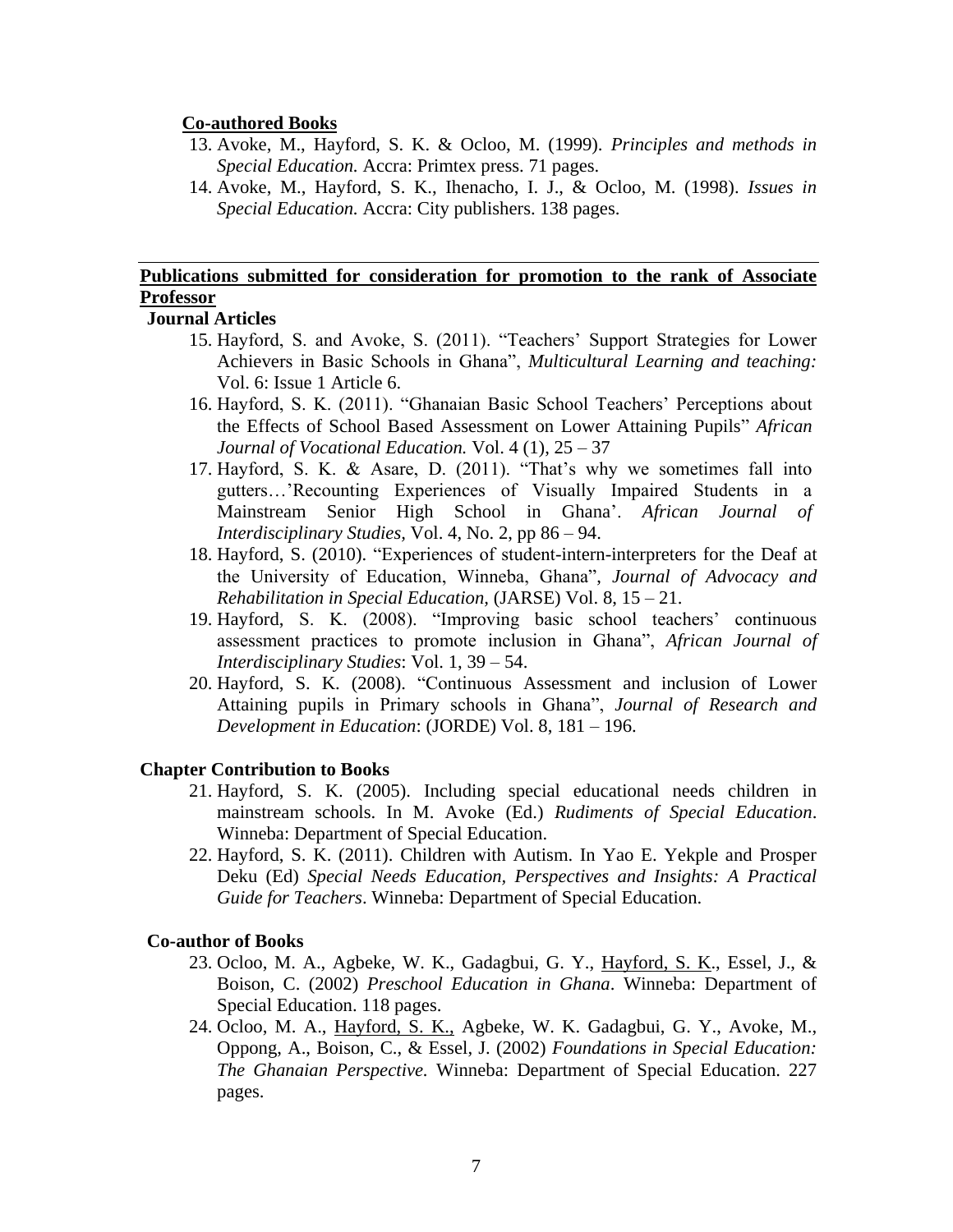**<u>Co-authored Books</u>**

13. Avoke, M., Hayford, S. K. & Ocloo, M. (1999). *Principles and methods in Special Education.* Accra: Primtex press. 71 pages.
14. Avoke, M., Hayford, S. K., Ihenacho, I. J., & Ocloo, M. (1998). *Issues in Special Education.* Accra: City publishers. 138 pages.

---

**<u>Publications submitted for consideration for promotion to the rank of Associate Professor</u>**

**Journal Articles**

15. Hayford, S. and Avoke, S. (2011). "Teachers' Support Strategies for Lower Achievers in Basic Schools in Ghana", *Multicultural Learning and teaching:* Vol. 6: Issue 1 Article 6.
16. Hayford, S. K. (2011). "Ghanaian Basic School Teachers' Perceptions about the Effects of School Based Assessment on Lower Attaining Pupils" *African Journal of Vocational Education.* Vol. 4 (1), 25 – 37
17. Hayford, S. K. & Asare, D. (2011). "That's why we sometimes fall into gutters…'Recounting Experiences of Visually Impaired Students in a Mainstream Senior High School in Ghana'. *African Journal of Interdisciplinary Studies,* Vol. 4, No. 2, pp 86 – 94.
18. Hayford, S. (2010). "Experiences of student-intern-interpreters for the Deaf at the University of Education, Winneba, Ghana", *Journal of Advocacy and Rehabilitation in Special Education,* (JARSE) Vol. 8, 15 – 21.
19. Hayford, S. K. (2008). "Improving basic school teachers' continuous assessment practices to promote inclusion in Ghana", *African Journal of Interdisciplinary Studies*: Vol. 1, 39 – 54.
20. Hayford, S. K. (2008). "Continuous Assessment and inclusion of Lower Attaining pupils in Primary schools in Ghana", *Journal of Research and Development in Education*: (JORDE) Vol. 8, 181 – 196.

**Chapter Contribution to Books**

21. Hayford, S. K. (2005). Including special educational needs children in mainstream schools. In M. Avoke (Ed.) *Rudiments of Special Education*. Winneba: Department of Special Education.
22. Hayford, S. K. (2011). Children with Autism. In Yao E. Yekple and Prosper Deku (Ed) *Special Needs Education, Perspectives and Insights: A Practical Guide for Teachers*. Winneba: Department of Special Education.

**Co-author of Books**

23. Ocloo, M. A., Agbeke, W. K., Gadagbui, G. Y., <u>Hayford, S. K</u>., Essel, J., & Boison, C. (2002) *Preschool Education in Ghana*. Winneba: Department of Special Education. 118 pages.
24. Ocloo, M. A., <u>Hayford, S. K.,</u> Agbeke, W. K. Gadagbui, G. Y., Avoke, M., Oppong, A., Boison, C., & Essel, J. (2002) *Foundations in Special Education: The Ghanaian Perspective.* Winneba: Department of Special Education. 227 pages.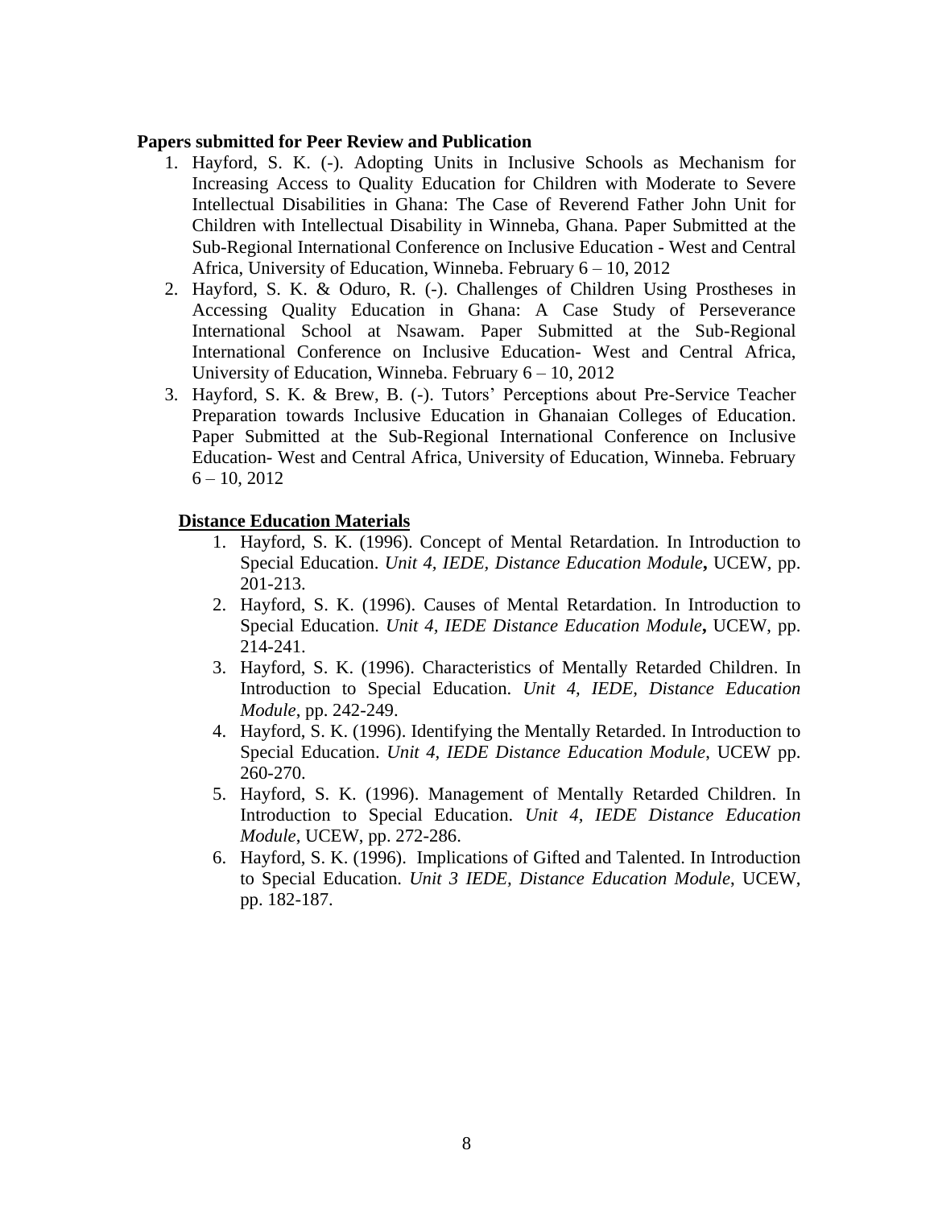**Papers submitted for Peer Review and Publication**

1. Hayford, S. K. (-). Adopting Units in Inclusive Schools as Mechanism for Increasing Access to Quality Education for Children with Moderate to Severe Intellectual Disabilities in Ghana: The Case of Reverend Father John Unit for Children with Intellectual Disability in Winneba, Ghana. Paper Submitted at the Sub-Regional International Conference on Inclusive Education - West and Central Africa, University of Education, Winneba. February 6 – 10, 2012
2. Hayford, S. K. & Oduro, R. (-). Challenges of Children Using Prostheses in Accessing Quality Education in Ghana: A Case Study of Perseverance International School at Nsawam. Paper Submitted at the Sub-Regional International Conference on Inclusive Education- West and Central Africa, University of Education, Winneba. February 6 – 10, 2012
3. Hayford, S. K. & Brew, B. (-). Tutors' Perceptions about Pre-Service Teacher Preparation towards Inclusive Education in Ghanaian Colleges of Education. Paper Submitted at the Sub-Regional International Conference on Inclusive Education- West and Central Africa, University of Education, Winneba. February 6 – 10, 2012

**Distance Education Materials**

1. Hayford, S. K. (1996). Concept of Mental Retardation. In Introduction to Special Education. *Unit 4, IEDE, Distance Education Module***,** UCEW, pp. 201-213.
2. Hayford, S. K. (1996). Causes of Mental Retardation. In Introduction to Special Education. *Unit 4, IEDE Distance Education Module***,** UCEW, pp. 214-241.
3. Hayford, S. K. (1996). Characteristics of Mentally Retarded Children. In Introduction to Special Education. *Unit 4, IEDE, Distance Education Module*, pp. 242-249.
4. Hayford, S. K. (1996). Identifying the Mentally Retarded. In Introduction to Special Education. *Unit 4, IEDE Distance Education Module*, UCEW pp. 260-270.
5. Hayford, S. K. (1996). Management of Mentally Retarded Children. In Introduction to Special Education. *Unit 4, IEDE Distance Education Module*, UCEW, pp. 272-286.
6. Hayford, S. K. (1996). Implications of Gifted and Talented. In Introduction to Special Education. *Unit 3 IEDE, Distance Education Module*, UCEW, pp. 182-187.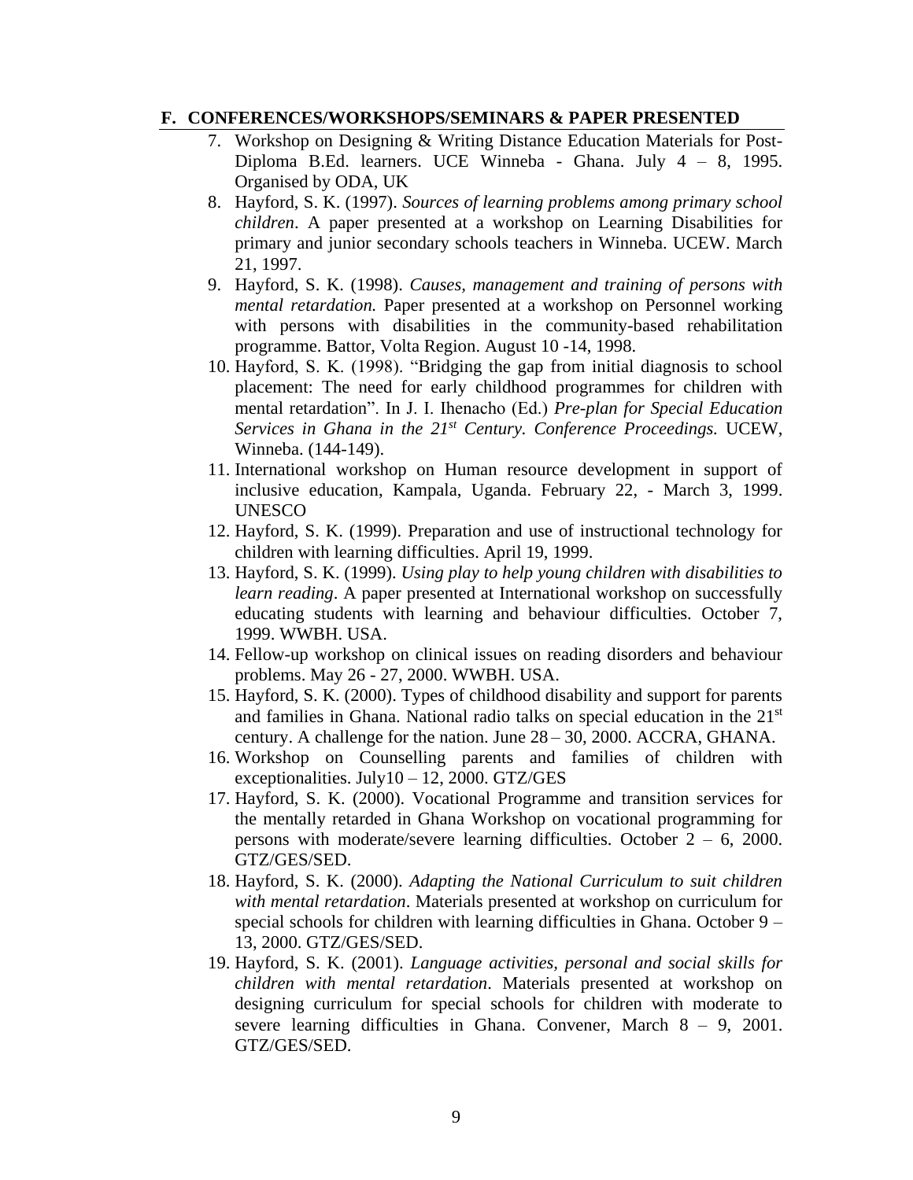## F. CONFERENCES/WORKSHOPS/SEMINARS & PAPER PRESENTED

7. Workshop on Designing & Writing Distance Education Materials for Post-Diploma B.Ed. learners. UCE Winneba - Ghana. July 4 – 8, 1995. Organised by ODA, UK
8. Hayford, S. K. (1997). *Sources of learning problems among primary school children*. A paper presented at a workshop on Learning Disabilities for primary and junior secondary schools teachers in Winneba. UCEW. March 21, 1997.
9. Hayford, S. K. (1998). *Causes, management and training of persons with mental retardation.* Paper presented at a workshop on Personnel working with persons with disabilities in the community-based rehabilitation programme. Battor, Volta Region. August 10 -14, 1998.
10. Hayford, S. K. (1998). "Bridging the gap from initial diagnosis to school placement: The need for early childhood programmes for children with mental retardation". In J. I. Ihenacho (Ed.) *Pre-plan for Special Education Services in Ghana in the 21st Century. Conference Proceedings.* UCEW, Winneba. (144-149).
11. International workshop on Human resource development in support of inclusive education, Kampala, Uganda. February 22, - March 3, 1999. UNESCO
12. Hayford, S. K. (1999). Preparation and use of instructional technology for children with learning difficulties. April 19, 1999.
13. Hayford, S. K. (1999). *Using play to help young children with disabilities to learn reading*. A paper presented at International workshop on successfully educating students with learning and behaviour difficulties. October 7, 1999. WWBH. USA.
14. Fellow-up workshop on clinical issues on reading disorders and behaviour problems. May 26 - 27, 2000. WWBH. USA.
15. Hayford, S. K. (2000). Types of childhood disability and support for parents and families in Ghana. National radio talks on special education in the 21st century. A challenge for the nation. June 28 – 30, 2000. ACCRA, GHANA.
16. Workshop on Counselling parents and families of children with exceptionalities. July10 – 12, 2000. GTZ/GES
17. Hayford, S. K. (2000). Vocational Programme and transition services for the mentally retarded in Ghana Workshop on vocational programming for persons with moderate/severe learning difficulties. October 2 – 6, 2000. GTZ/GES/SED.
18. Hayford, S. K. (2000). *Adapting the National Curriculum to suit children with mental retardation*. Materials presented at workshop on curriculum for special schools for children with learning difficulties in Ghana. October 9 – 13, 2000. GTZ/GES/SED.
19. Hayford, S. K. (2001). *Language activities, personal and social skills for children with mental retardation*. Materials presented at workshop on designing curriculum for special schools for children with moderate to severe learning difficulties in Ghana. Convener, March 8 – 9, 2001. GTZ/GES/SED.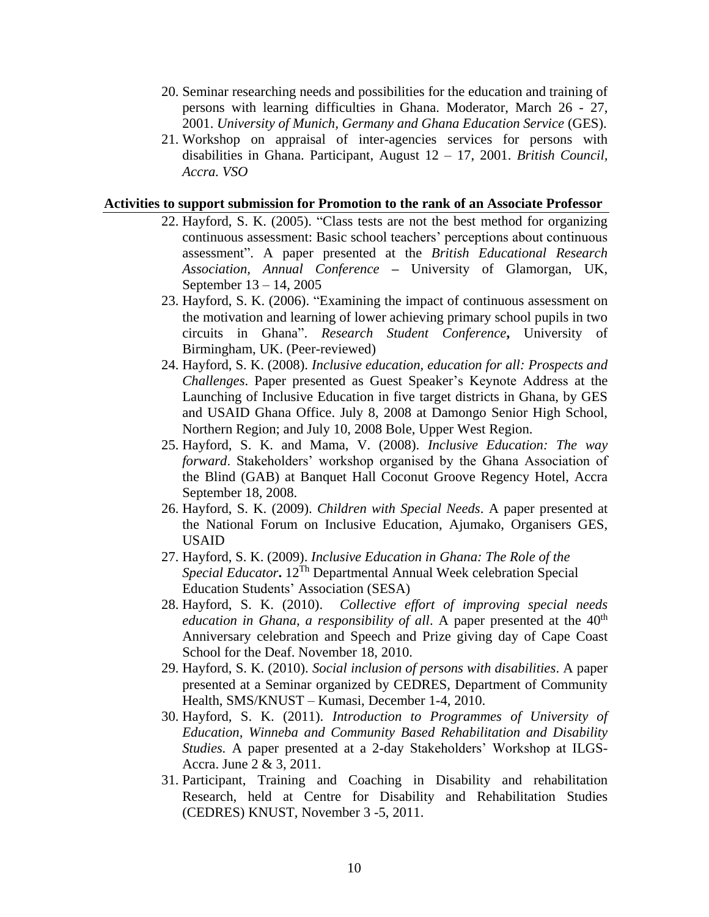20. Seminar researching needs and possibilities for the education and training of persons with learning difficulties in Ghana. Moderator, March 26 - 27, 2001. *University of Munich, Germany and Ghana Education Service* (GES).
21. Workshop on appraisal of inter-agencies services for persons with disabilities in Ghana. Participant, August 12 – 17, 2001. *British Council, Accra. VSO*

**Activities to support submission for Promotion to the rank of an Associate Professor**

22. Hayford, S. K. (2005). "Class tests are not the best method for organizing continuous assessment: Basic school teachers' perceptions about continuous assessment". A paper presented at the *British Educational Research Association, Annual Conference* **–** University of Glamorgan, UK, September 13 – 14, 2005
23. Hayford, S. K. (2006). "Examining the impact of continuous assessment on the motivation and learning of lower achieving primary school pupils in two circuits in Ghana". *Research Student Conference***,** University of Birmingham, UK. (Peer-reviewed)
24. Hayford, S. K. (2008). *Inclusive education, education for all: Prospects and Challenges*. Paper presented as Guest Speaker's Keynote Address at the Launching of Inclusive Education in five target districts in Ghana, by GES and USAID Ghana Office. July 8, 2008 at Damongo Senior High School, Northern Region; and July 10, 2008 Bole, Upper West Region.
25. Hayford, S. K. and Mama, V. (2008). *Inclusive Education: The way forward*. Stakeholders' workshop organised by the Ghana Association of the Blind (GAB) at Banquet Hall Coconut Groove Regency Hotel, Accra September 18, 2008.
26. Hayford, S. K. (2009). *Children with Special Needs*. A paper presented at the National Forum on Inclusive Education, Ajumako, Organisers GES, USAID
27. Hayford, S. K. (2009). *Inclusive Education in Ghana: The Role of the Special Educator***.** 12$^{Th}$ Departmental Annual Week celebration Special Education Students' Association (SESA)
28. Hayford, S. K. (2010). *Collective effort of improving special needs education in Ghana, a responsibility of all*. A paper presented at the 40$^{th}$ Anniversary celebration and Speech and Prize giving day of Cape Coast School for the Deaf. November 18, 2010.
29. Hayford, S. K. (2010). *Social inclusion of persons with disabilities*. A paper presented at a Seminar organized by CEDRES, Department of Community Health, SMS/KNUST – Kumasi, December 1-4, 2010.
30. Hayford, S. K. (2011). *Introduction to Programmes of University of Education, Winneba and Community Based Rehabilitation and Disability Studies.* A paper presented at a 2-day Stakeholders' Workshop at ILGS-Accra. June 2 & 3, 2011.
31. Participant, Training and Coaching in Disability and rehabilitation Research, held at Centre for Disability and Rehabilitation Studies (CEDRES) KNUST, November 3 -5, 2011.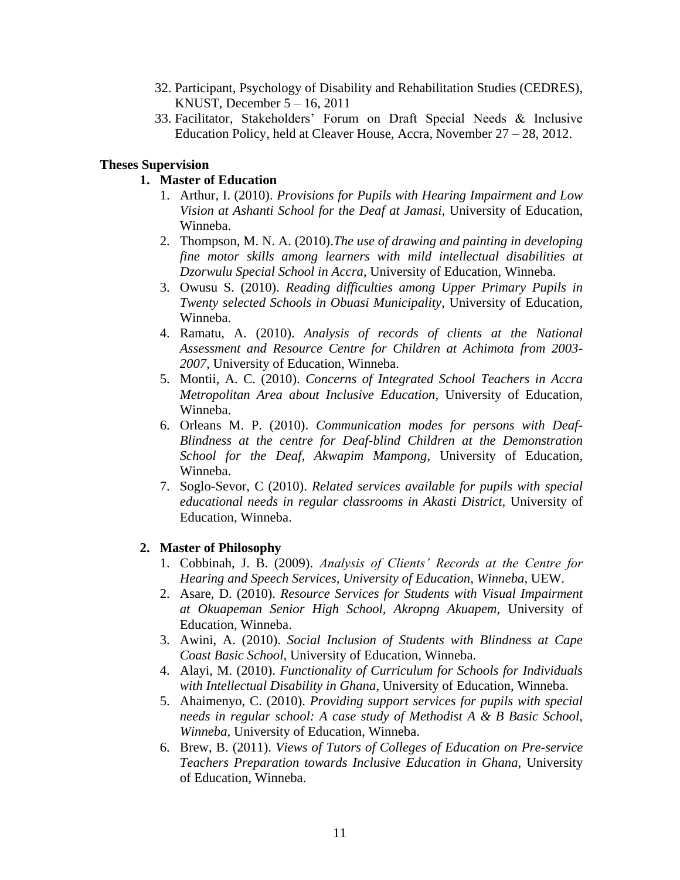32. Participant, Psychology of Disability and Rehabilitation Studies (CEDRES), KNUST, December 5 – 16, 2011
33. Facilitator, Stakeholders' Forum on Draft Special Needs & Inclusive Education Policy, held at Cleaver House, Accra, November 27 – 28, 2012.

**Theses Supervision**

**1. Master of Education**

1. Arthur, I. (2010). *Provisions for Pupils with Hearing Impairment and Low Vision at Ashanti School for the Deaf at Jamasi*, University of Education, Winneba.
2. Thompson, M. N. A. (2010).*The use of drawing and painting in developing fine motor skills among learners with mild intellectual disabilities at Dzorwulu Special School in Accra*, University of Education, Winneba.
3. Owusu S. (2010). *Reading difficulties among Upper Primary Pupils in Twenty selected Schools in Obuasi Municipality*, University of Education, Winneba.
4. Ramatu, A. (2010). *Analysis of records of clients at the National Assessment and Resource Centre for Children at Achimota from 2003-2007,* University of Education, Winneba.
5. Montii, A. C. (2010). *Concerns of Integrated School Teachers in Accra Metropolitan Area about Inclusive Education,* University of Education, Winneba.
6. Orleans M. P. (2010). *Communication modes for persons with Deaf-Blindness at the centre for Deaf-blind Children at the Demonstration School for the Deaf, Akwapim Mampong*, University of Education, Winneba.
7. Soglo-Sevor, C (2010). *Related services available for pupils with special educational needs in regular classrooms in Akasti District,* University of Education, Winneba.

**2. Master of Philosophy**

1. Cobbinah, J. B. (2009). *Analysis of Clients' Records at the Centre for Hearing and Speech Services, University of Education, Winneba*, UEW.
2. Asare, D. (2010). *Resource Services for Students with Visual Impairment at Okuapeman Senior High School, Akropng Akuapem*, University of Education, Winneba.
3. Awini, A. (2010). *Social Inclusion of Students with Blindness at Cape Coast Basic School,* University of Education, Winneba.
4. Alayi, M. (2010). *Functionality of Curriculum for Schools for Individuals with Intellectual Disability in Ghana,* University of Education, Winneba.
5. Ahaimenyo, C. (2010). *Providing support services for pupils with special needs in regular school: A case study of Methodist A & B Basic School, Winneba,* University of Education, Winneba.
6. Brew, B. (2011). *Views of Tutors of Colleges of Education on Pre-service Teachers Preparation towards Inclusive Education in Ghana*, University of Education, Winneba.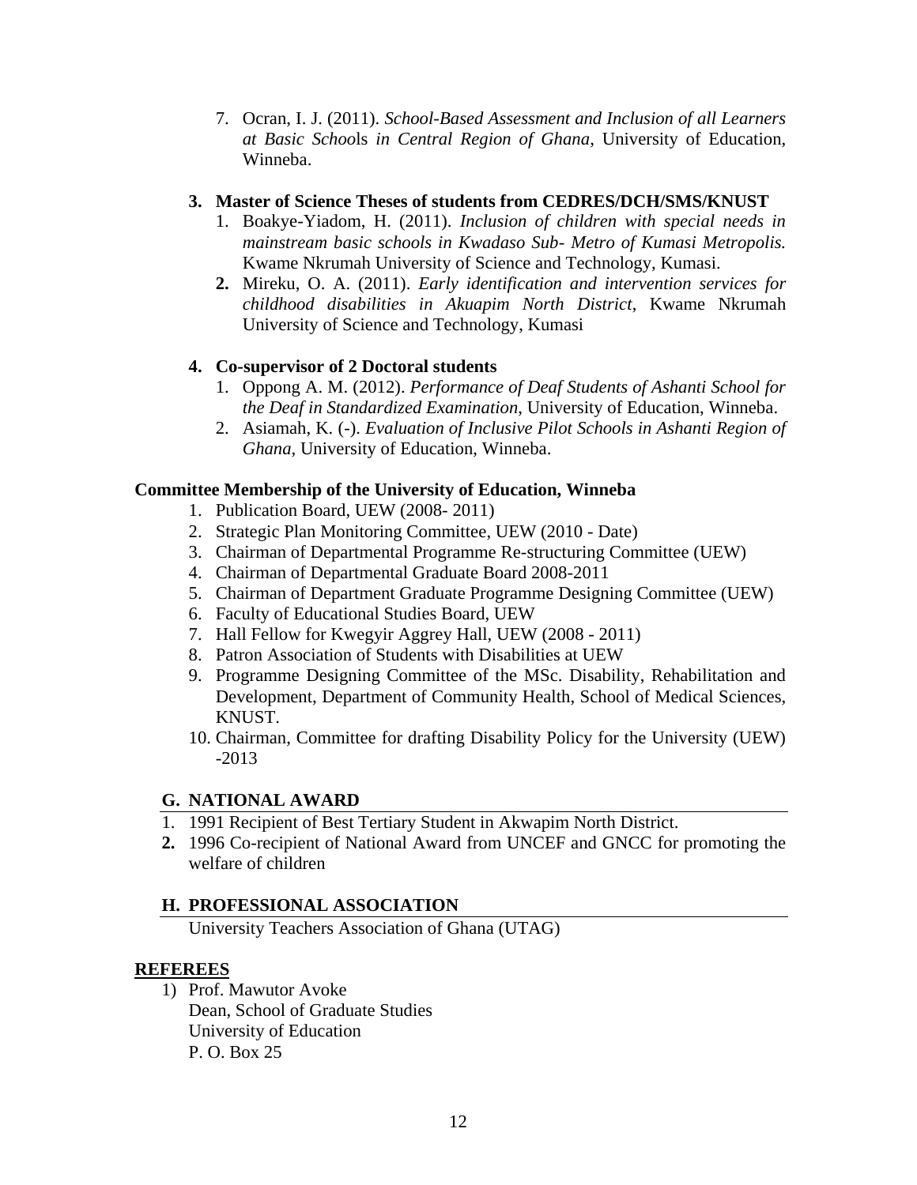7. Ocran, I. J. (2011). *School-Based Assessment and Inclusion of all Learners at Basic Schools in Central Region of Ghana*, University of Education, Winneba.

**3. Master of Science Theses of students from CEDRES/DCH/SMS/KNUST**

1. Boakye-Yiadom, H. (2011). *Inclusion of children with special needs in mainstream basic schools in Kwadaso Sub- Metro of Kumasi Metropolis.* Kwame Nkrumah University of Science and Technology, Kumasi.
2. Mireku, O. A. (2011). *Early identification and intervention services for childhood disabilities in Akuapim North District*, Kwame Nkrumah University of Science and Technology, Kumasi

**4. Co-supervisor of 2 Doctoral students**

1. Oppong A. M. (2012). *Performance of Deaf Students of Ashanti School for the Deaf in Standardized Examination*, University of Education, Winneba.
2. Asiamah, K. (-). *Evaluation of Inclusive Pilot Schools in Ashanti Region of Ghana*, University of Education, Winneba.

**Committee Membership of the University of Education, Winneba**

1. Publication Board, UEW (2008- 2011)
2. Strategic Plan Monitoring Committee, UEW (2010 - Date)
3. Chairman of Departmental Programme Re-structuring Committee (UEW)
4. Chairman of Departmental Graduate Board 2008-2011
5. Chairman of Department Graduate Programme Designing Committee (UEW)
6. Faculty of Educational Studies Board, UEW
7. Hall Fellow for Kwegyir Aggrey Hall, UEW (2008 - 2011)
8. Patron Association of Students with Disabilities at UEW
9. Programme Designing Committee of the MSc. Disability, Rehabilitation and Development, Department of Community Health, School of Medical Sciences, KNUST.
10. Chairman, Committee for drafting Disability Policy for the University (UEW) -2013

## G. NATIONAL AWARD

1. 1991 Recipient of Best Tertiary Student in Akwapim North District.
2. 1996 Co-recipient of National Award from UNCEF and GNCC for promoting the welfare of children

## H. PROFESSIONAL ASSOCIATION

University Teachers Association of Ghana (UTAG)

## REFEREES

1) Prof. Mawutor Avoke
Dean, School of Graduate Studies
University of Education
P. O. Box 25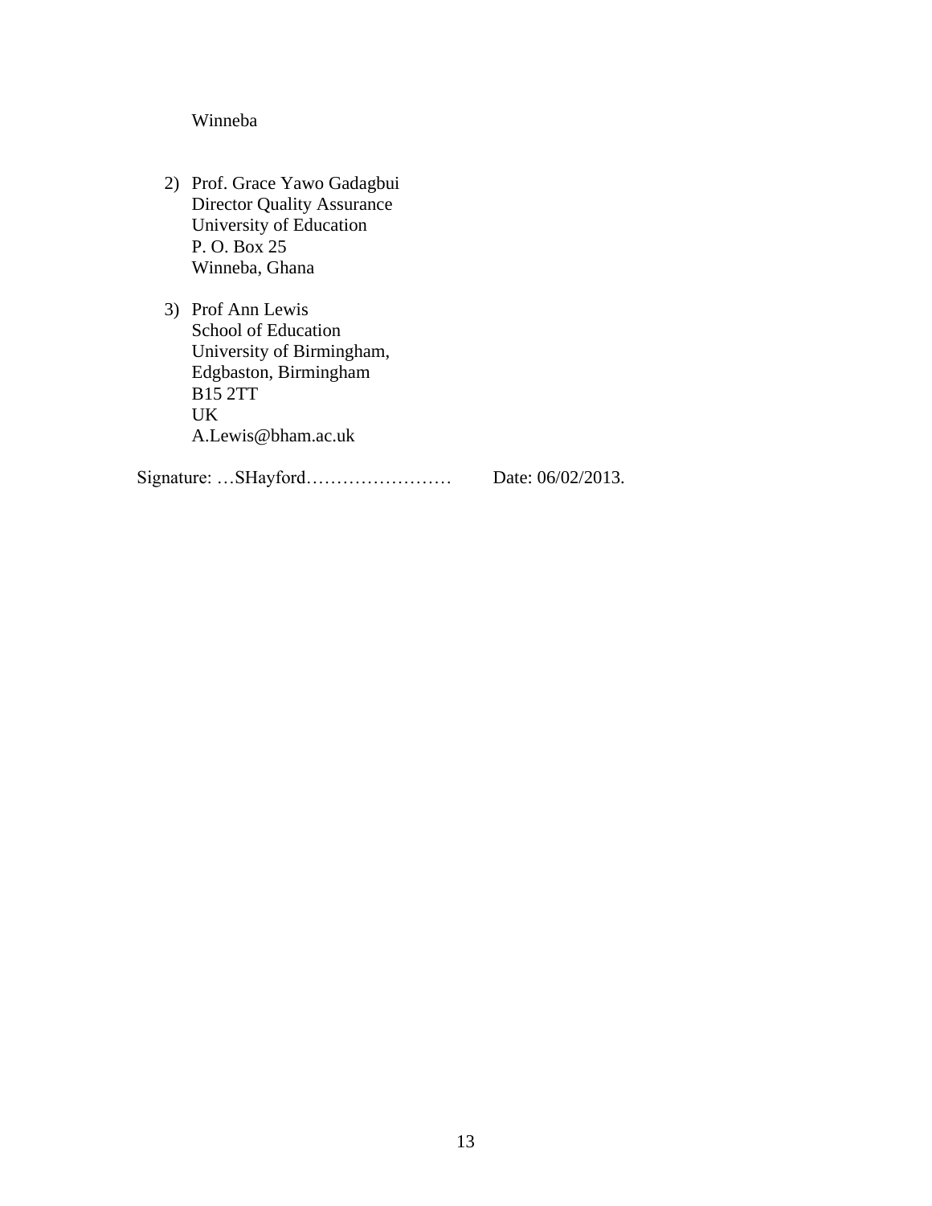Winneba

2) Prof. Grace Yawo Gadagbui
   Director Quality Assurance
   University of Education
   P. O. Box 25
   Winneba, Ghana

3) Prof Ann Lewis
   School of Education
   University of Birmingham,
   Edgbaston, Birmingham
   B15 2TT
   UK
   A.Lewis@bham.ac.uk

Signature: …SHayford…………………… Date: 06/02/2013.